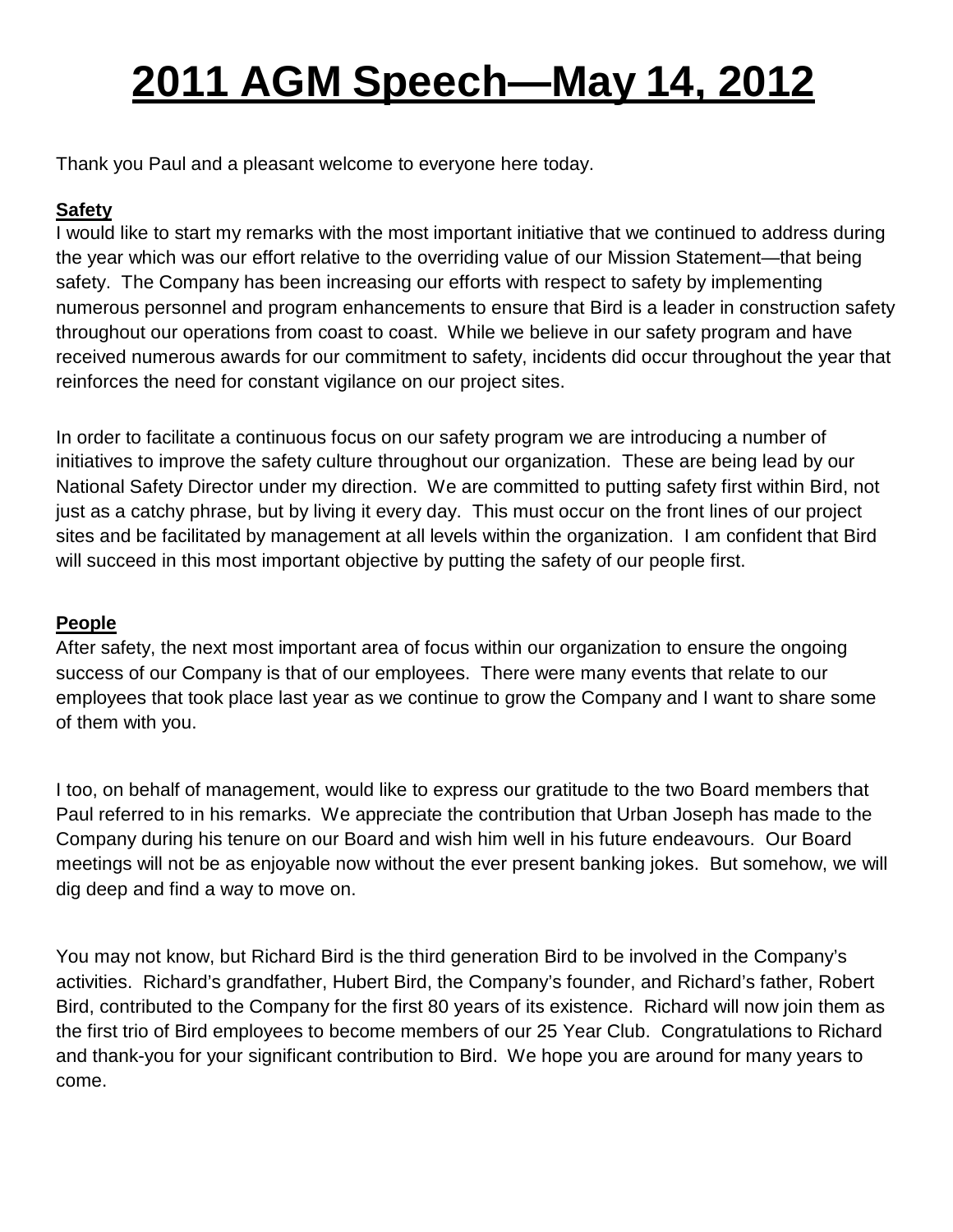# 2011 AGM Speech—May 14, 2012

Thank you Paul and a pleasant welcome to everyone here today.

**Safety**

I would like to start my remarks with the most important initiative that we continued to address during the year which was our effort relative to the overriding value of our Mission Statement—that being safety. The Company has been increasing our efforts with respect to safety by implementing numerous personnel and program enhancements to ensure that Bird is a leader in construction safety throughout our operations from coast to coast. While we believe in our safety program and have received numerous awards for our commitment to safety, incidents did occur throughout the year that reinforces the need for constant vigilance on our project sites.

In order to facilitate a continuous focus on our safety program we are introducing a number of initiatives to improve the safety culture throughout our organization. These are being lead by our National Safety Director under my direction. We are committed to putting safety first within Bird, not just as a catchy phrase, but by living it every day. This must occur on the front lines of our project sites and be facilitated by management at all levels within the organization. I am confident that Bird will succeed in this most important objective by putting the safety of our people first.

**People**

After safety, the next most important area of focus within our organization to ensure the ongoing success of our Company is that of our employees. There were many events that relate to our employees that took place last year as we continue to grow the Company and I want to share some of them with you.

I too, on behalf of management, would like to express our gratitude to the two Board members that Paul referred to in his remarks. We appreciate the contribution that Urban Joseph has made to the Company during his tenure on our Board and wish him well in his future endeavours. Our Board meetings will not be as enjoyable now without the ever present banking jokes. But somehow, we will dig deep and find a way to move on.

You may not know, but Richard Bird is the third generation Bird to be involved in the Company's activities. Richard's grandfather, Hubert Bird, the Company's founder, and Richard's father, Robert Bird, contributed to the Company for the first 80 years of its existence. Richard will now join them as the first trio of Bird employees to become members of our 25 Year Club. Congratulations to Richard and thank-you for your significant contribution to Bird. We hope you are around for many years to come.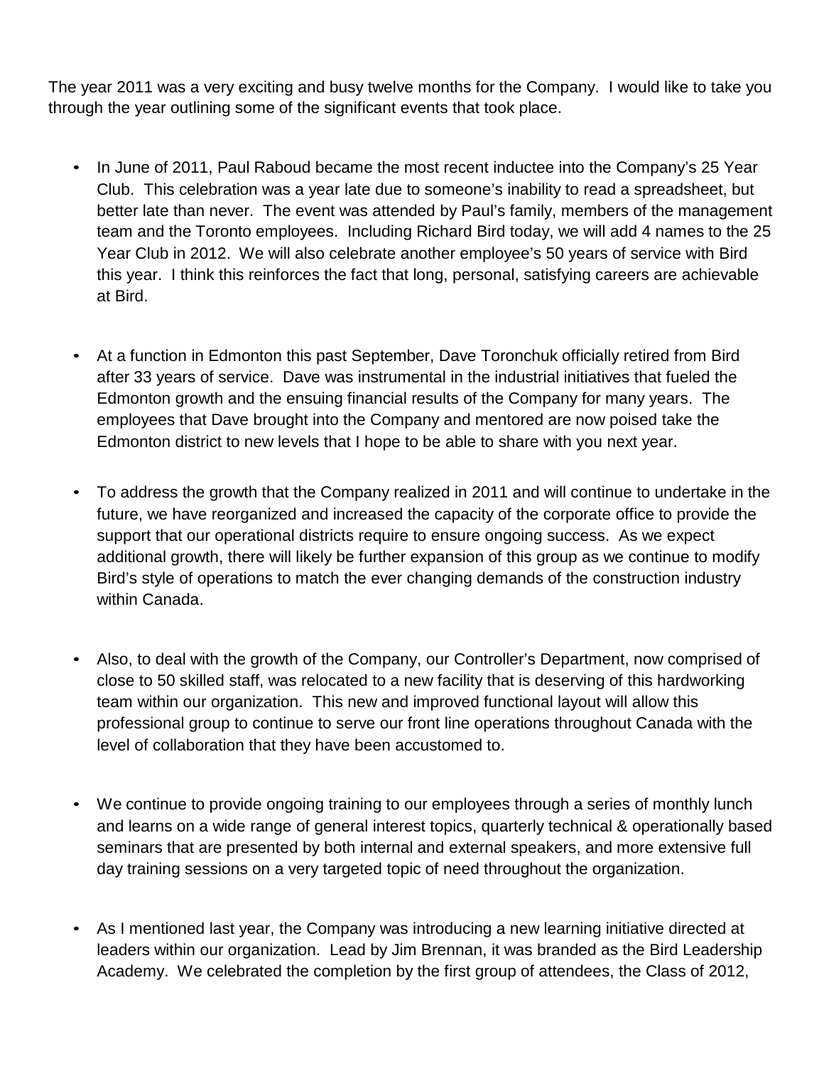The year 2011 was a very exciting and busy twelve months for the Company. I would like to take you through the year outlining some of the significant events that took place.

- In June of 2011, Paul Raboud became the most recent inductee into the Company's 25 Year Club. This celebration was a year late due to someone's inability to read a spreadsheet, but better late than never. The event was attended by Paul's family, members of the management team and the Toronto employees. Including Richard Bird today, we will add 4 names to the 25 Year Club in 2012. We will also celebrate another employee's 50 years of service with Bird this year. I think this reinforces the fact that long, personal, satisfying careers are achievable at Bird.

- At a function in Edmonton this past September, Dave Toronchuk officially retired from Bird after 33 years of service. Dave was instrumental in the industrial initiatives that fueled the Edmonton growth and the ensuing financial results of the Company for many years. The employees that Dave brought into the Company and mentored are now poised take the Edmonton district to new levels that I hope to be able to share with you next year.

- To address the growth that the Company realized in 2011 and will continue to undertake in the future, we have reorganized and increased the capacity of the corporate office to provide the support that our operational districts require to ensure ongoing success. As we expect additional growth, there will likely be further expansion of this group as we continue to modify Bird's style of operations to match the ever changing demands of the construction industry within Canada.

- Also, to deal with the growth of the Company, our Controller's Department, now comprised of close to 50 skilled staff, was relocated to a new facility that is deserving of this hardworking team within our organization. This new and improved functional layout will allow this professional group to continue to serve our front line operations throughout Canada with the level of collaboration that they have been accustomed to.

- We continue to provide ongoing training to our employees through a series of monthly lunch and learns on a wide range of general interest topics, quarterly technical & operationally based seminars that are presented by both internal and external speakers, and more extensive full day training sessions on a very targeted topic of need throughout the organization.

- As I mentioned last year, the Company was introducing a new learning initiative directed at leaders within our organization. Lead by Jim Brennan, it was branded as the Bird Leadership Academy. We celebrated the completion by the first group of attendees, the Class of 2012,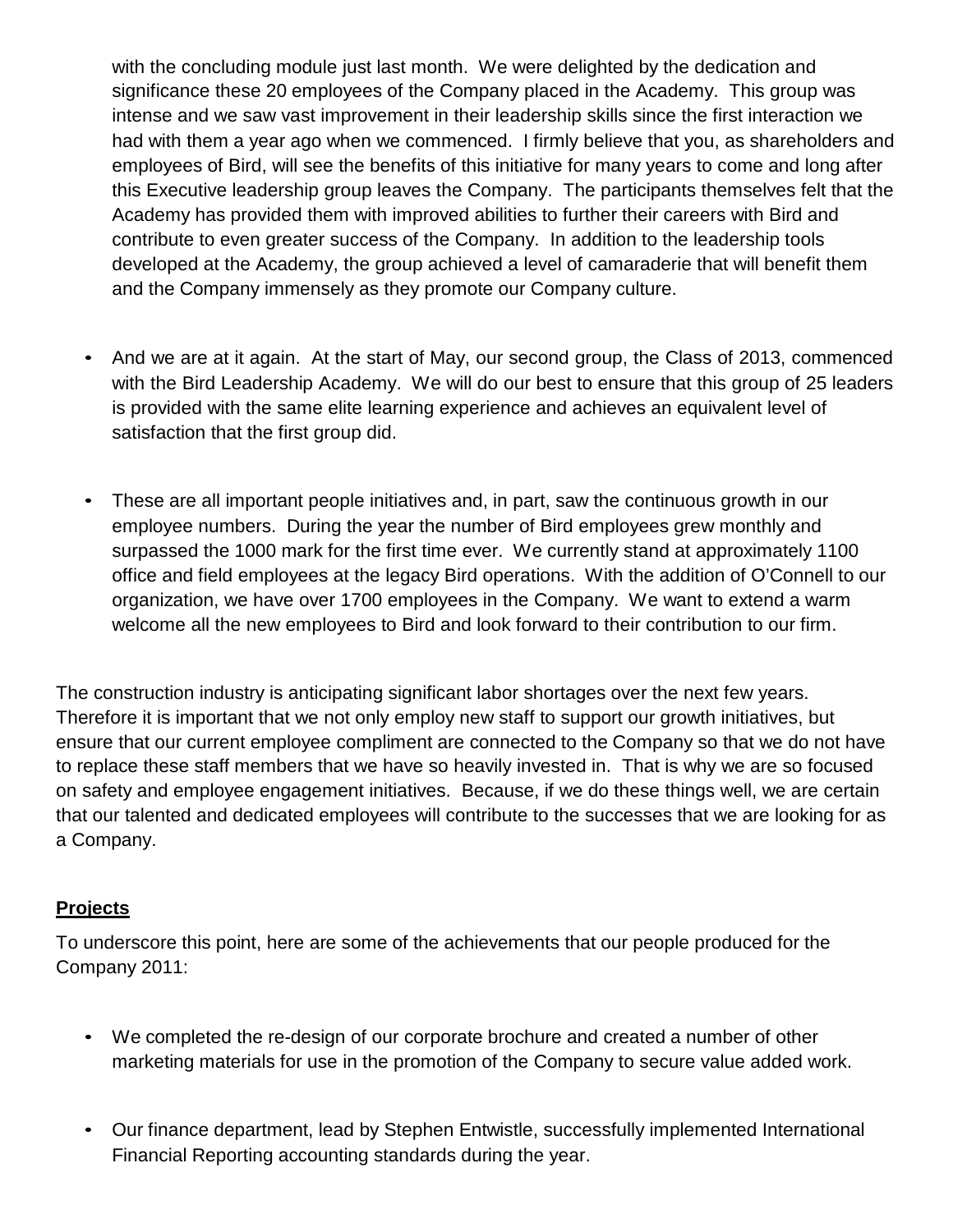with the concluding module just last month. We were delighted by the dedication and significance these 20 employees of the Company placed in the Academy. This group was intense and we saw vast improvement in their leadership skills since the first interaction we had with them a year ago when we commenced. I firmly believe that you, as shareholders and employees of Bird, will see the benefits of this initiative for many years to come and long after this Executive leadership group leaves the Company. The participants themselves felt that the Academy has provided them with improved abilities to further their careers with Bird and contribute to even greater success of the Company. In addition to the leadership tools developed at the Academy, the group achieved a level of camaraderie that will benefit them and the Company immensely as they promote our Company culture.

- And we are at it again. At the start of May, our second group, the Class of 2013, commenced with the Bird Leadership Academy. We will do our best to ensure that this group of 25 leaders is provided with the same elite learning experience and achieves an equivalent level of satisfaction that the first group did.

- These are all important people initiatives and, in part, saw the continuous growth in our employee numbers. During the year the number of Bird employees grew monthly and surpassed the 1000 mark for the first time ever. We currently stand at approximately 1100 office and field employees at the legacy Bird operations. With the addition of O'Connell to our organization, we have over 1700 employees in the Company. We want to extend a warm welcome all the new employees to Bird and look forward to their contribution to our firm.

The construction industry is anticipating significant labor shortages over the next few years. Therefore it is important that we not only employ new staff to support our growth initiatives, but ensure that our current employee compliment are connected to the Company so that we do not have to replace these staff members that we have so heavily invested in. That is why we are so focused on safety and employee engagement initiatives. Because, if we do these things well, we are certain that our talented and dedicated employees will contribute to the successes that we are looking for as a Company.

## Projects

To underscore this point, here are some of the achievements that our people produced for the Company 2011:

- We completed the re-design of our corporate brochure and created a number of other marketing materials for use in the promotion of the Company to secure value added work.

- Our finance department, lead by Stephen Entwistle, successfully implemented International Financial Reporting accounting standards during the year.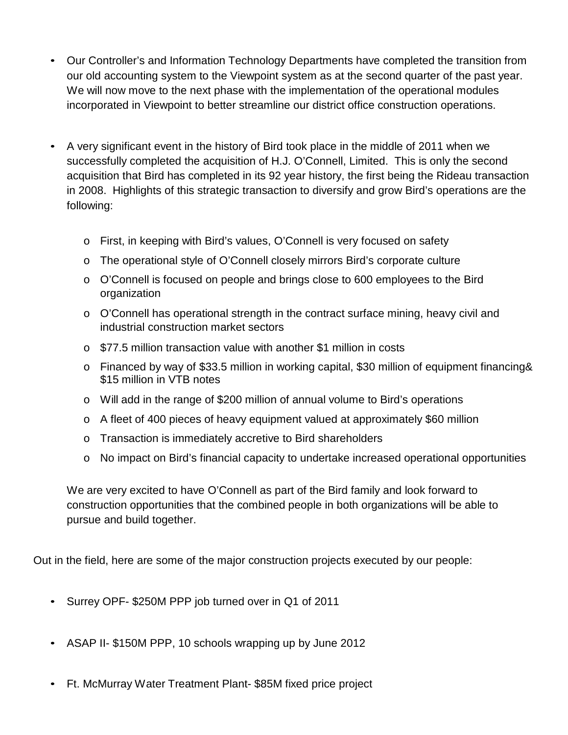- Our Controller's and Information Technology Departments have completed the transition from our old accounting system to the Viewpoint system as at the second quarter of the past year. We will now move to the next phase with the implementation of the operational modules incorporated in Viewpoint to better streamline our district office construction operations.

- A very significant event in the history of Bird took place in the middle of 2011 when we successfully completed the acquisition of H.J. O'Connell, Limited. This is only the second acquisition that Bird has completed in its 92 year history, the first being the Rideau transaction in 2008. Highlights of this strategic transaction to diversify and grow Bird's operations are the following:

  - First, in keeping with Bird's values, O'Connell is very focused on safety
  - The operational style of O'Connell closely mirrors Bird's corporate culture
  - O'Connell is focused on people and brings close to 600 employees to the Bird organization
  - O'Connell has operational strength in the contract surface mining, heavy civil and industrial construction market sectors
  - $77.5 million transaction value with another $1 million in costs
  - Financed by way of $33.5 million in working capital, $30 million of equipment financing& $15 million in VTB notes
  - Will add in the range of $200 million of annual volume to Bird's operations
  - A fleet of 400 pieces of heavy equipment valued at approximately $60 million
  - Transaction is immediately accretive to Bird shareholders
  - No impact on Bird's financial capacity to undertake increased operational opportunities

  We are very excited to have O'Connell as part of the Bird family and look forward to construction opportunities that the combined people in both organizations will be able to pursue and build together.

Out in the field, here are some of the major construction projects executed by our people:

- Surrey OPF- $250M PPP job turned over in Q1 of 2011

- ASAP II- $150M PPP, 10 schools wrapping up by June 2012

- Ft. McMurray Water Treatment Plant- $85M fixed price project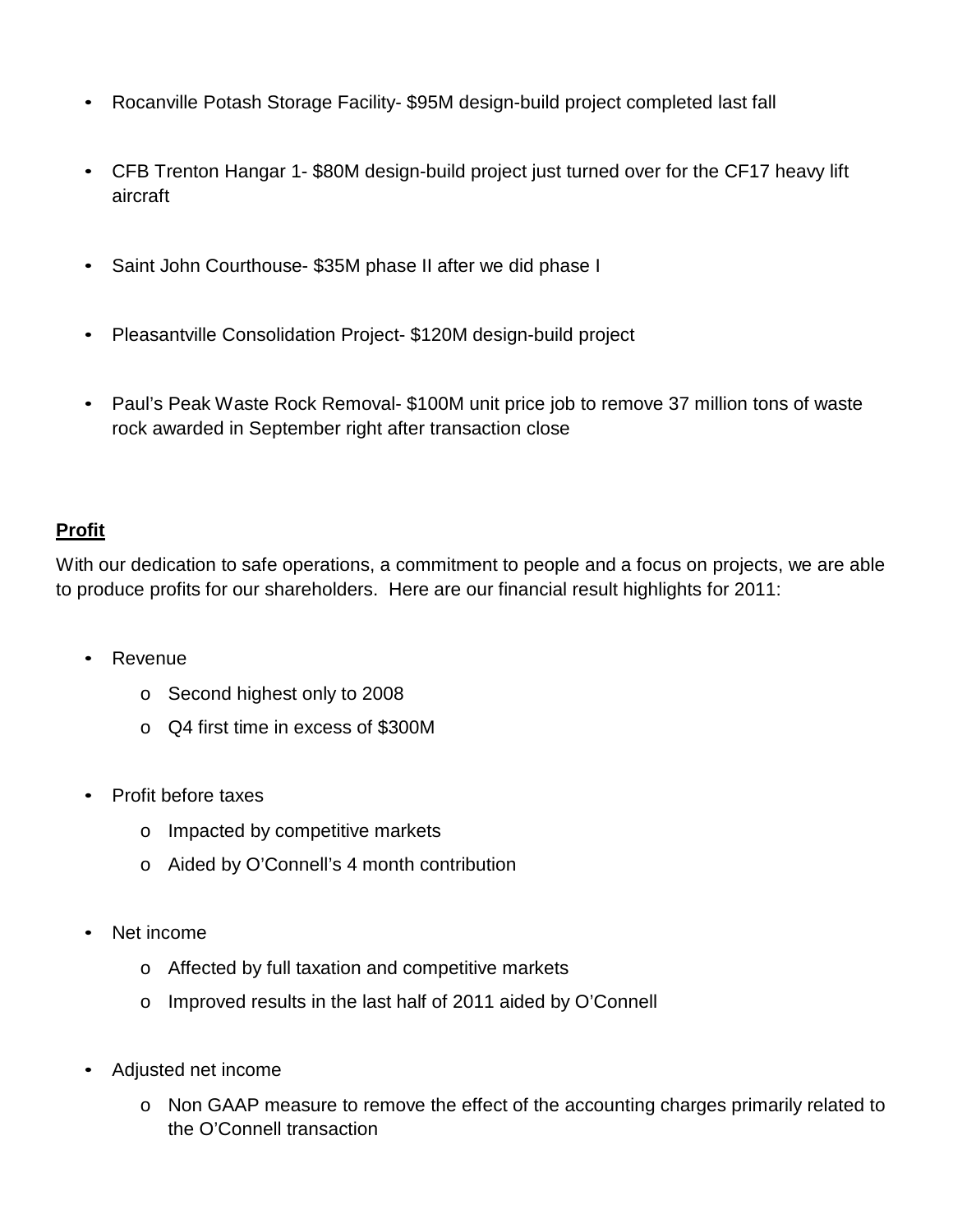- Rocanville Potash Storage Facility- $95M design-build project completed last fall

- CFB Trenton Hangar 1- $80M design-build project just turned over for the CF17 heavy lift aircraft

- Saint John Courthouse- $35M phase II after we did phase I

- Pleasantville Consolidation Project- $120M design-build project

- Paul's Peak Waste Rock Removal- $100M unit price job to remove 37 million tons of waste rock awarded in September right after transaction close

**Profit**

With our dedication to safe operations, a commitment to people and a focus on projects, we are able to produce profits for our shareholders. Here are our financial result highlights for 2011:

- Revenue
  - Second highest only to 2008
  - Q4 first time in excess of $300M

- Profit before taxes
  - Impacted by competitive markets
  - Aided by O'Connell's 4 month contribution

- Net income
  - Affected by full taxation and competitive markets
  - Improved results in the last half of 2011 aided by O'Connell

- Adjusted net income
  - Non GAAP measure to remove the effect of the accounting charges primarily related to the O'Connell transaction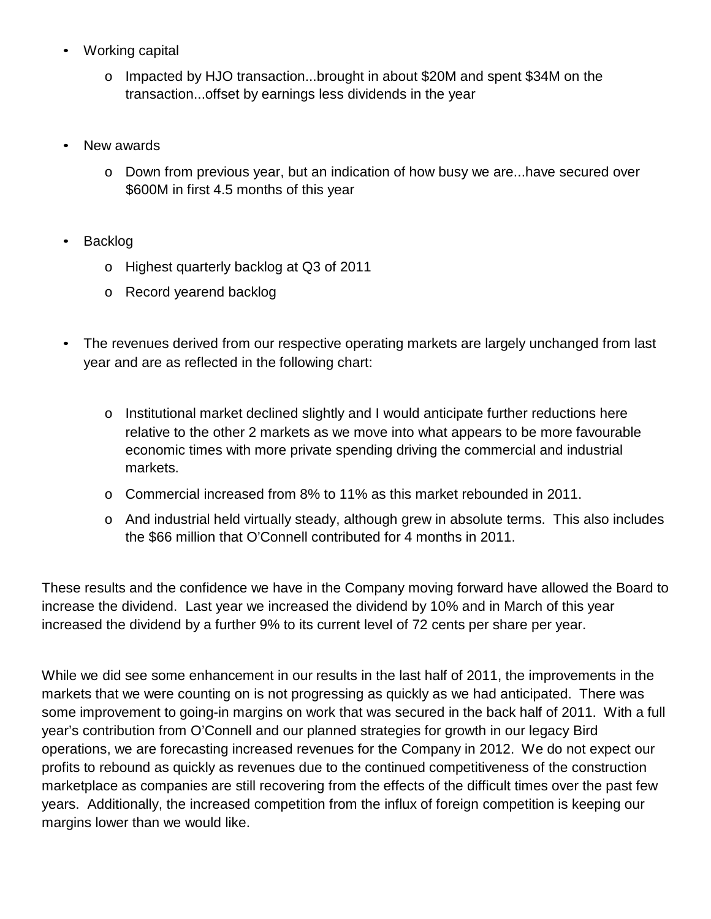- Working capital
  - Impacted by HJO transaction...brought in about $20M and spent $34M on the transaction...offset by earnings less dividends in the year

- New awards
  - Down from previous year, but an indication of how busy we are...have secured over $600M in first 4.5 months of this year

- Backlog
  - Highest quarterly backlog at Q3 of 2011
  - Record yearend backlog

- The revenues derived from our respective operating markets are largely unchanged from last year and are as reflected in the following chart:

  - Institutional market declined slightly and I would anticipate further reductions here relative to the other 2 markets as we move into what appears to be more favourable economic times with more private spending driving the commercial and industrial markets.
  - Commercial increased from 8% to 11% as this market rebounded in 2011.
  - And industrial held virtually steady, although grew in absolute terms. This also includes the $66 million that O'Connell contributed for 4 months in 2011.

These results and the confidence we have in the Company moving forward have allowed the Board to increase the dividend. Last year we increased the dividend by 10% and in March of this year increased the dividend by a further 9% to its current level of 72 cents per share per year.

While we did see some enhancement in our results in the last half of 2011, the improvements in the markets that we were counting on is not progressing as quickly as we had anticipated. There was some improvement to going-in margins on work that was secured in the back half of 2011. With a full year's contribution from O'Connell and our planned strategies for growth in our legacy Bird operations, we are forecasting increased revenues for the Company in 2012. We do not expect our profits to rebound as quickly as revenues due to the continued competitiveness of the construction marketplace as companies are still recovering from the effects of the difficult times over the past few years. Additionally, the increased competition from the influx of foreign competition is keeping our margins lower than we would like.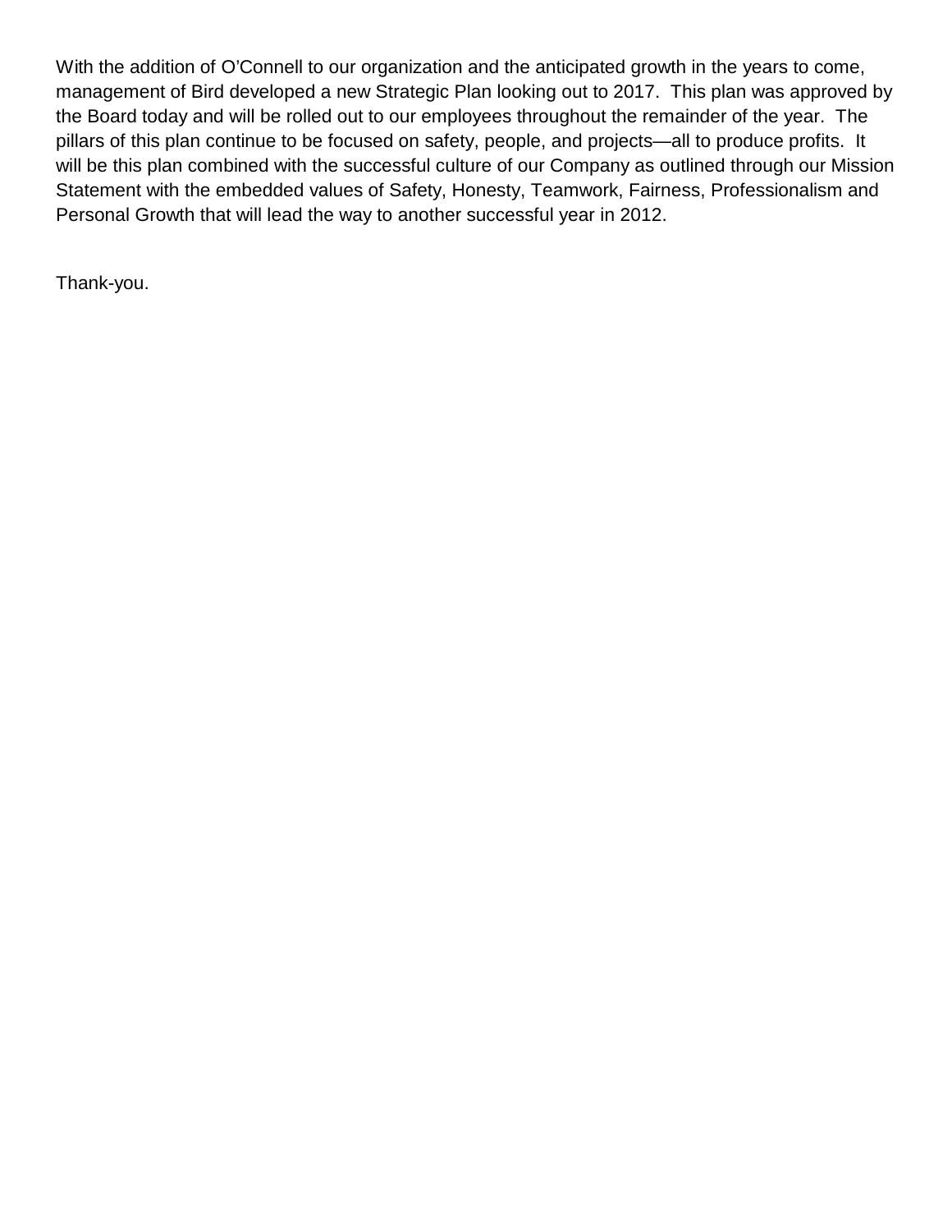With the addition of O'Connell to our organization and the anticipated growth in the years to come, management of Bird developed a new Strategic Plan looking out to 2017. This plan was approved by the Board today and will be rolled out to our employees throughout the remainder of the year. The pillars of this plan continue to be focused on safety, people, and projects—all to produce profits. It will be this plan combined with the successful culture of our Company as outlined through our Mission Statement with the embedded values of Safety, Honesty, Teamwork, Fairness, Professionalism and Personal Growth that will lead the way to another successful year in 2012.

Thank-you.